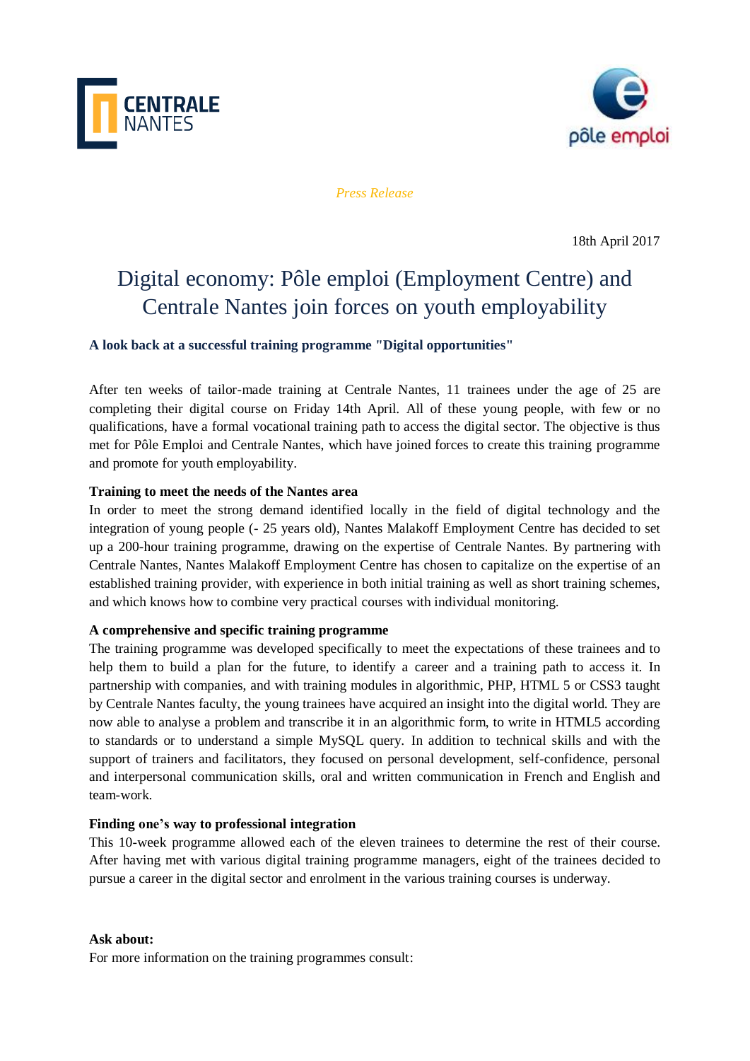*Press Release*

18th April 2017

# Digital economy: Pôle emploi (Employment Centre) and Centrale Nantes join forces on youth employability

**A look back at a successful training programme "Digital opportunities"**

After ten weeks of tailor-made training at Centrale Nantes, 11 trainees under the age of 25 are completing their digital course on Friday 14th April. All of these young people, with few or no qualifications, have a formal vocational training path to access the digital sector. The objective is thus met for Pôle Emploi and Centrale Nantes, which have joined forces to create this training programme and promote for youth employability.

**Training to meet the needs of the Nantes area**

In order to meet the strong demand identified locally in the field of digital technology and the integration of young people (- 25 years old), Nantes Malakoff Employment Centre has decided to set up a 200-hour training programme, drawing on the expertise of Centrale Nantes. By partnering with Centrale Nantes, Nantes Malakoff Employment Centre has chosen to capitalize on the expertise of an established training provider, with experience in both initial training as well as short training schemes, and which knows how to combine very practical courses with individual monitoring.

**A comprehensive and specific training programme**

The training programme was developed specifically to meet the expectations of these trainees and to help them to build a plan for the future, to identify a career and a training path to access it. In partnership with companies, and with training modules in algorithmic, PHP, HTML 5 or CSS3 taught by Centrale Nantes faculty, the young trainees have acquired an insight into the digital world. They are now able to analyse a problem and transcribe it in an algorithmic form, to write in HTML5 according to standards or to understand a simple MySQL query. In addition to technical skills and with the support of trainers and facilitators, they focused on personal development, self-confidence, personal and interpersonal communication skills, oral and written communication in French and English and team-work.

**Finding one's way to professional integration**

This 10-week programme allowed each of the eleven trainees to determine the rest of their course. After having met with various digital training programme managers, eight of the trainees decided to pursue a career in the digital sector and enrolment in the various training courses is underway.

**Ask about:**

For more information on the training programmes consult: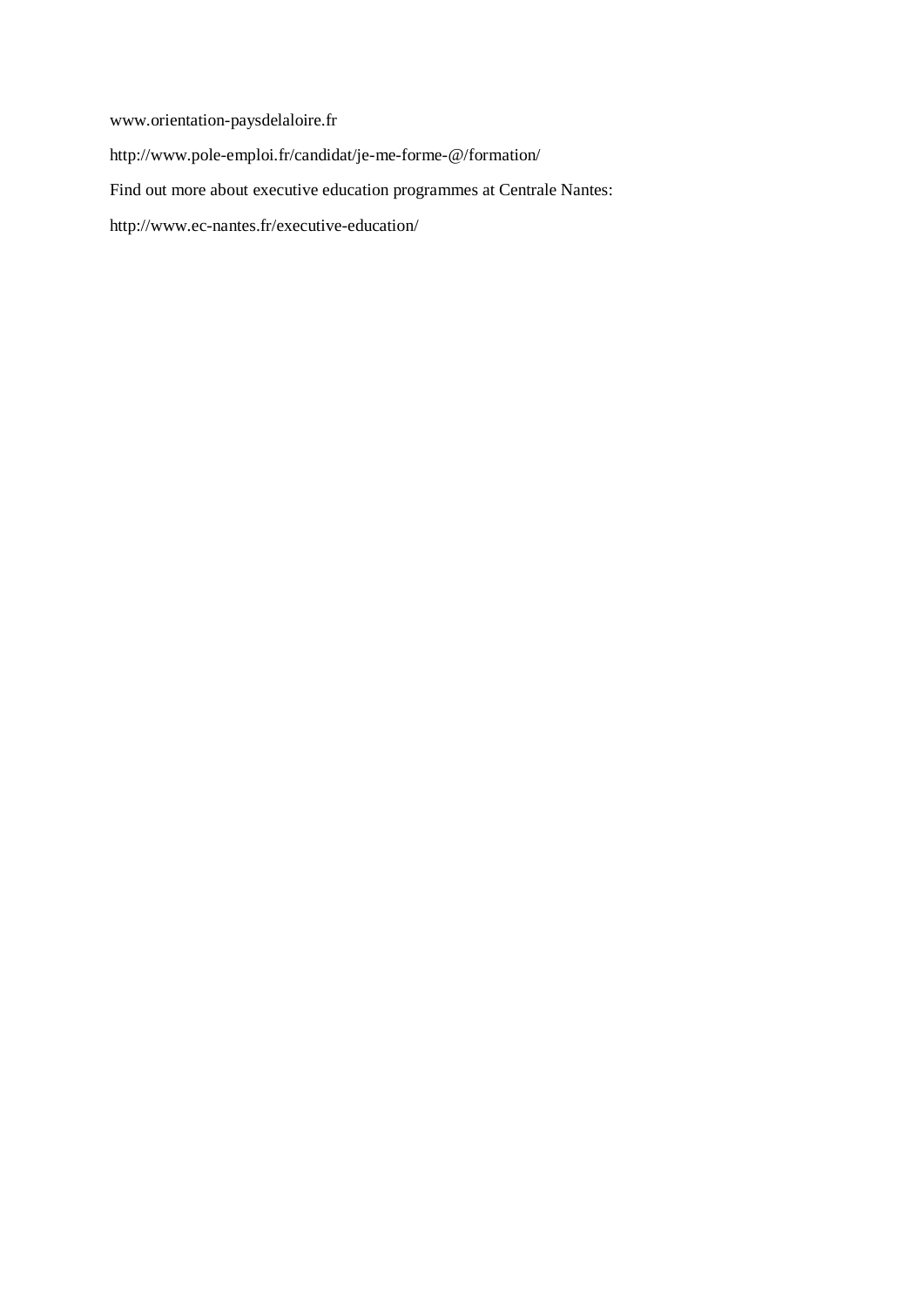www.orientation-paysdelaloire.fr

http://www.pole-emploi.fr/candidat/je-me-forme-@/formation/

Find out more about executive education programmes at Centrale Nantes:

http://www.ec-nantes.fr/executive-education/